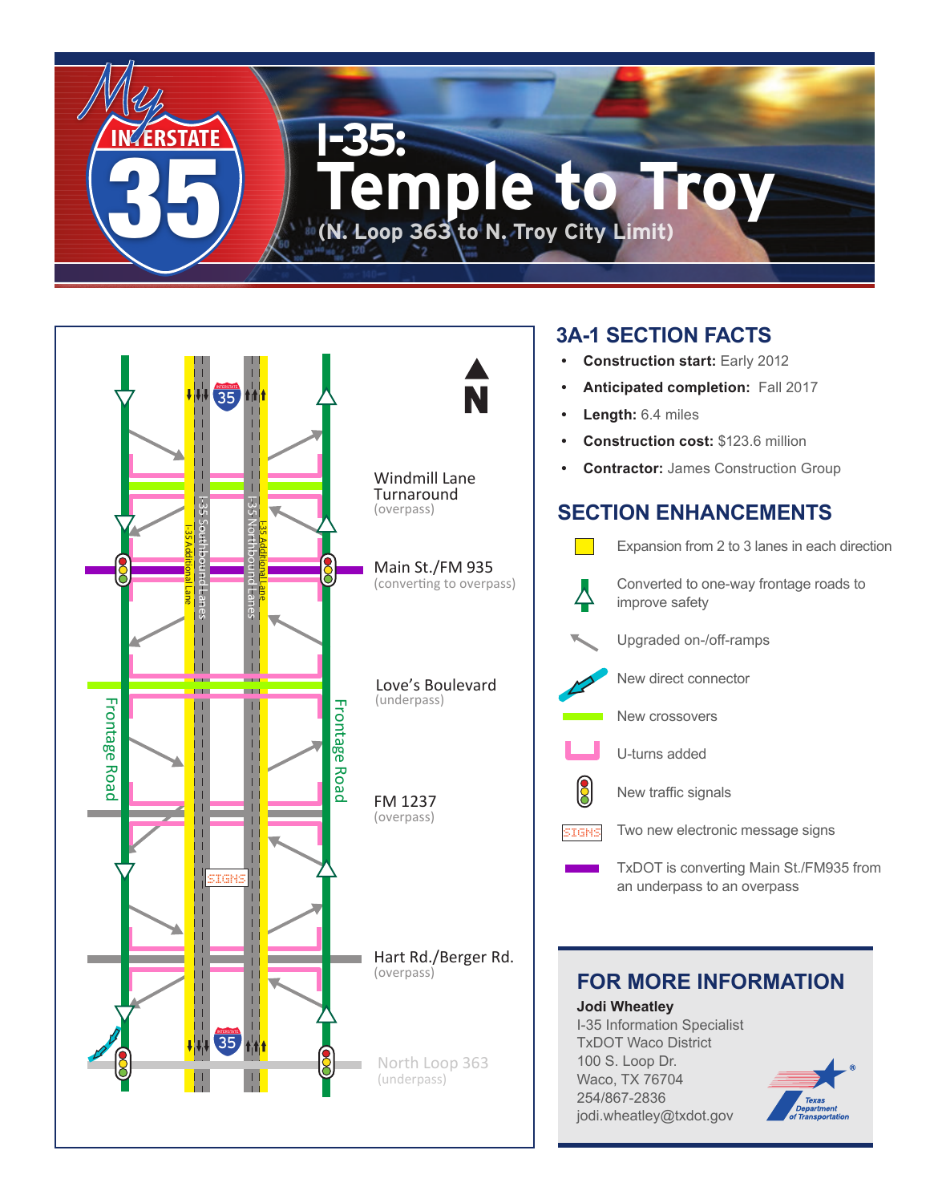# I-35: Temple to Troy

(N. Loop 363 to N. Troy City Limit)

Windmill Lane Turnaround
(overpass)

Main St./FM 935
(converting to overpass)

Love's Boulevard
(underpass)

FM 1237
(overpass)

Hart Rd./Berger Rd.
(overpass)

North Loop 363
(underpass)

## 3A-1 SECTION FACTS

- **Construction start:** Early 2012
- **Anticipated completion:** Fall 2017
- **Length:** 6.4 miles
- **Construction cost:** $123.6 million
- **Contractor:** James Construction Group

## SECTION ENHANCEMENTS

- Expansion from 2 to 3 lanes in each direction
- Converted to one-way frontage roads to improve safety
- Upgraded on-/off-ramps
- New direct connector
- New crossovers
- U-turns added
- New traffic signals
- Two new electronic message signs
- TxDOT is converting Main St./FM935 from an underpass to an overpass

## FOR MORE INFORMATION

**Jodi Wheatley**
I-35 Information Specialist
TxDOT Waco District
100 S. Loop Dr.
Waco, TX 76704
254/867-2836
jodi.wheatley@txdot.gov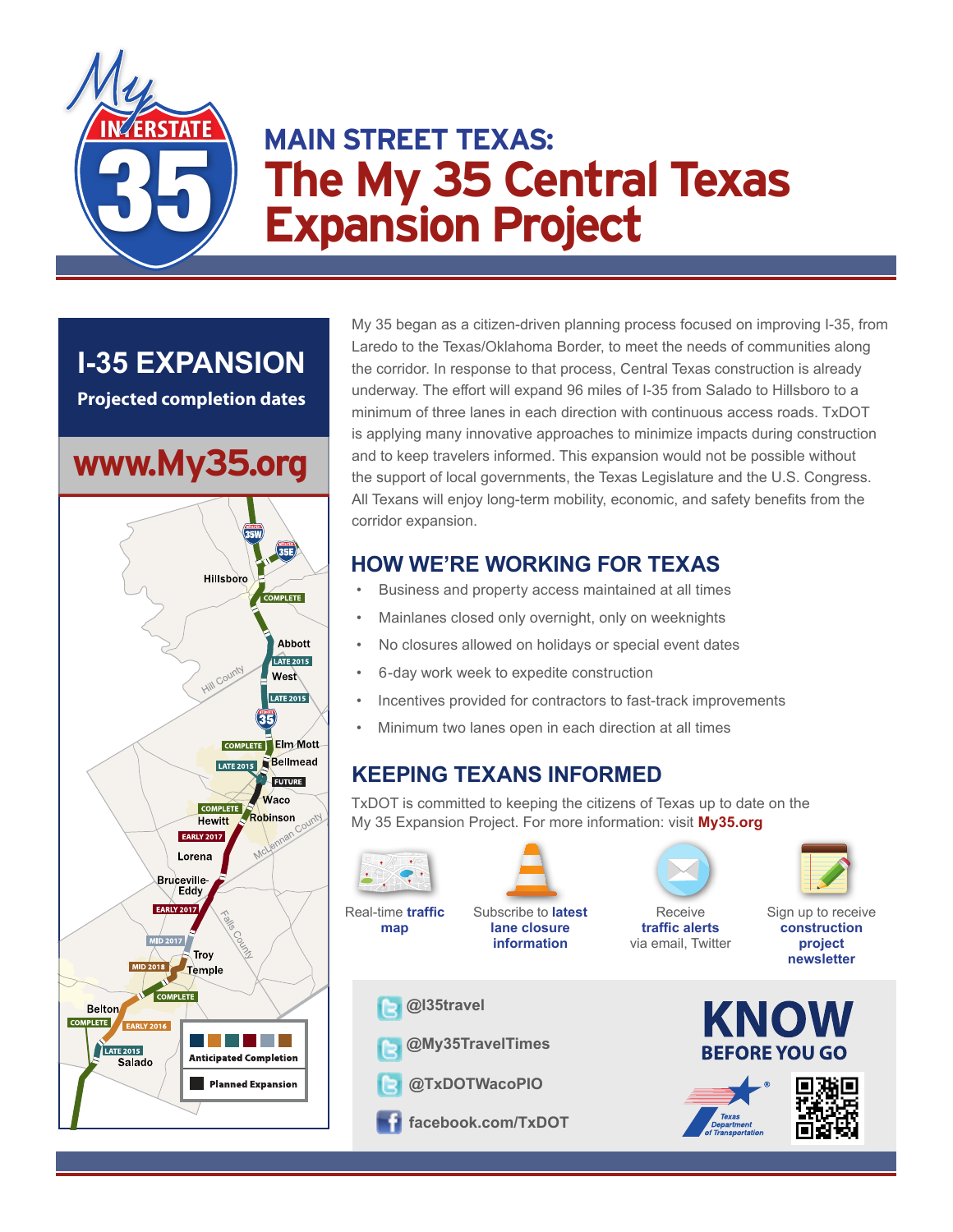# MAIN STREET TEXAS: The My 35 Central Texas Expansion Project

## I-35 EXPANSION

**Projected completion dates**

**www.My35.org**

Hillsboro
COMPLETE
Abbott
LATE 2015
West
LATE 2015
Hill County
COMPLETE
Elm Mott
LATE 2015
Bellmead
FUTURE
Waco
COMPLETE
Hewitt
Robinson
McLennan County
EARLY 2017
Lorena
Bruceville-Eddy
EARLY 2017
Falls County
MID 2017
Troy
MID 2018
Temple
COMPLETE
Belton
COMPLETE
EARLY 2016
LATE 2015
Salado

Anticipated Completion
Planned Expansion

My 35 began as a citizen-driven planning process focused on improving I-35, from Laredo to the Texas/Oklahoma Border, to meet the needs of communities along the corridor. In response to that process, Central Texas construction is already underway. The effort will expand 96 miles of I-35 from Salado to Hillsboro to a minimum of three lanes in each direction with continuous access roads. TxDOT is applying many innovative approaches to minimize impacts during construction and to keep travelers informed. This expansion would not be possible without the support of local governments, the Texas Legislature and the U.S. Congress. All Texans will enjoy long-term mobility, economic, and safety benefits from the corridor expansion.

## HOW WE'RE WORKING FOR TEXAS

- Business and property access maintained at all times
- Mainlanes closed only overnight, only on weeknights
- No closures allowed on holidays or special event dates
- 6-day work week to expedite construction
- Incentives provided for contractors to fast-track improvements
- Minimum two lanes open in each direction at all times

## KEEPING TEXANS INFORMED

TxDOT is committed to keeping the citizens of Texas up to date on the My 35 Expansion Project. For more information: visit **My35.org**

- Real-time **traffic map**
- Subscribe to **latest lane closure information**
- Receive **traffic alerts** via email, Twitter
- Sign up to receive **construction project newsletter**

@I35travel

@My35TravelTimes

@TxDOTWacoPIO

facebook.com/TxDOT

**KNOW BEFORE YOU GO**

Texas Department of Transportation